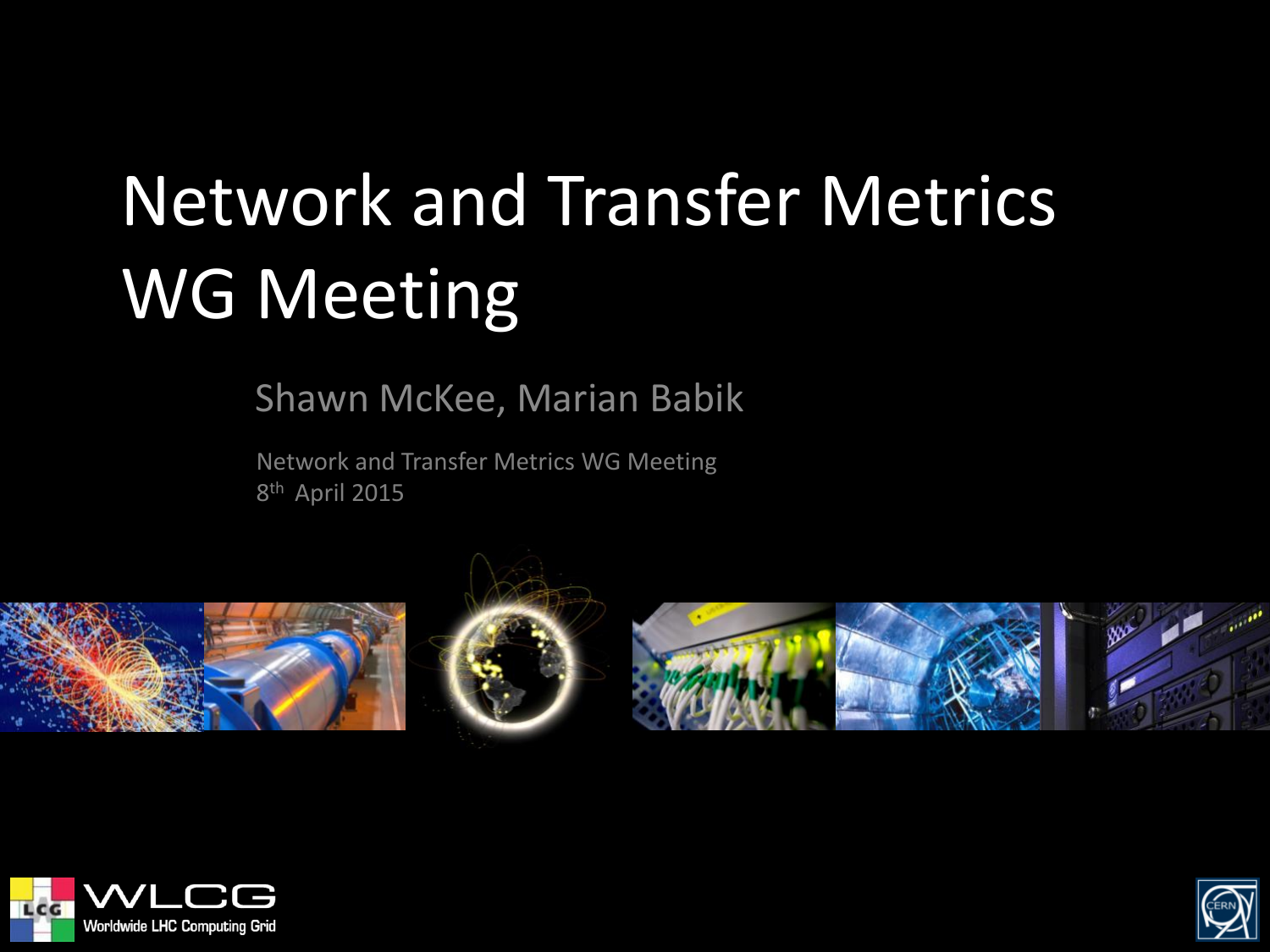# Network and Transfer Metrics WG Meeting

Shawn McKee, Marian Babik

Network and Transfer Metrics WG Meeting
8th April 2015

WLCG
Worldwide LHC Computing Grid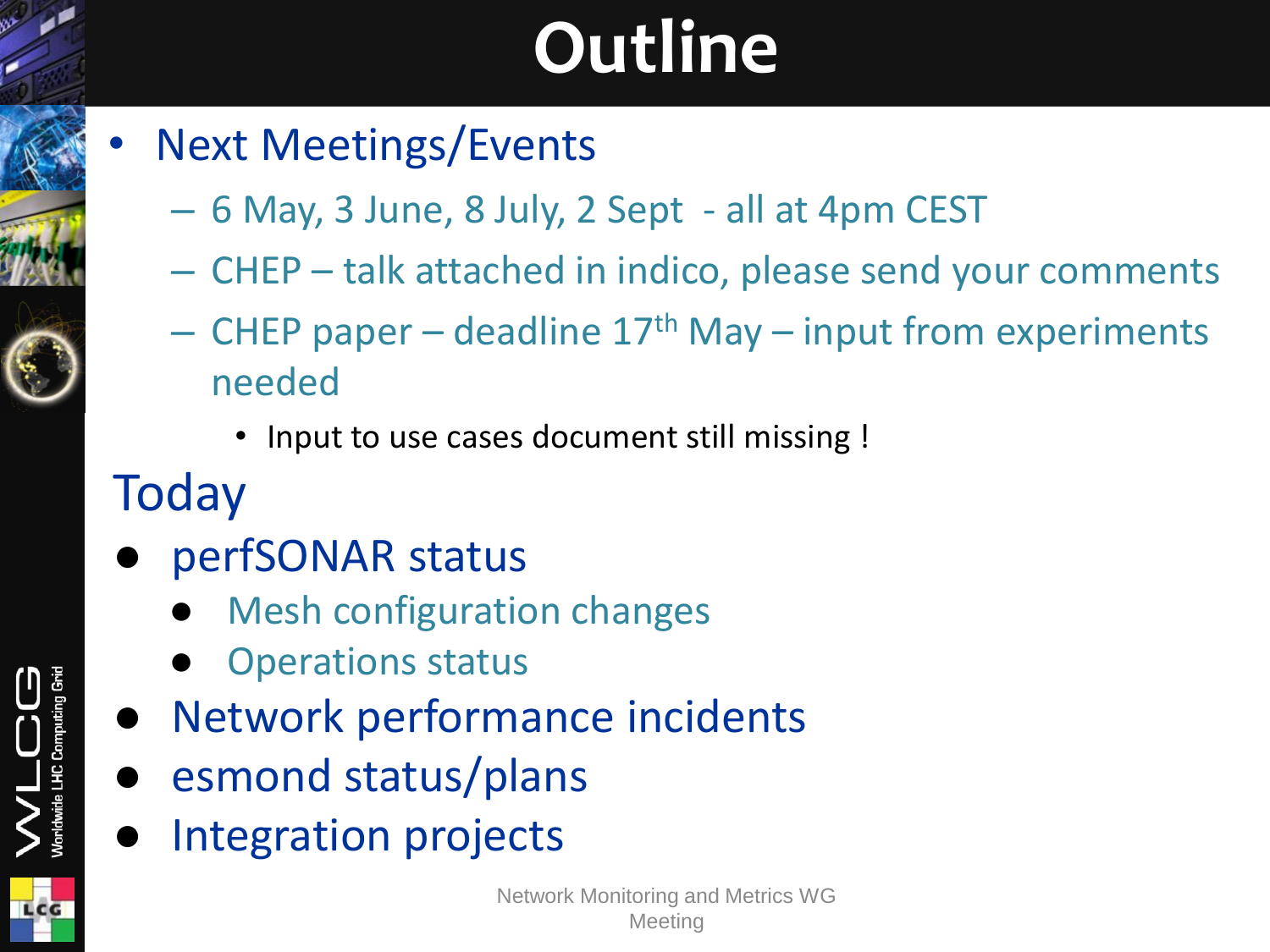# Outline

- Next Meetings/Events
  - 6 May, 3 June, 8 July, 2 Sept - all at 4pm CEST
  - CHEP – talk attached in indico, please send your comments
  - CHEP paper – deadline 17th May – input from experiments needed
    - Input to use cases document still missing !

## Today

- perfSONAR status
  - Mesh configuration changes
  - Operations status
- Network performance incidents
- esmond status/plans
- Integration projects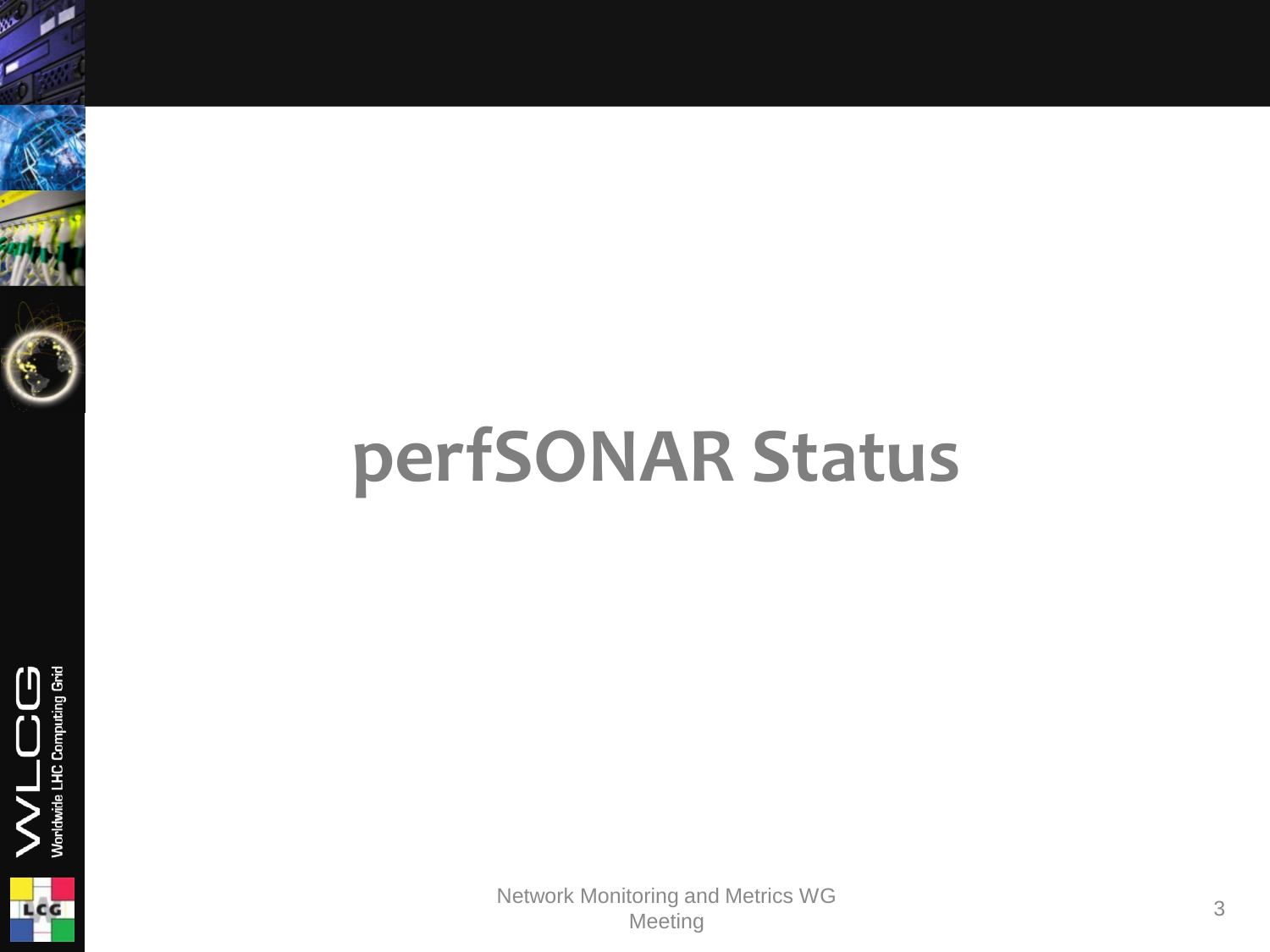# perfSONAR Status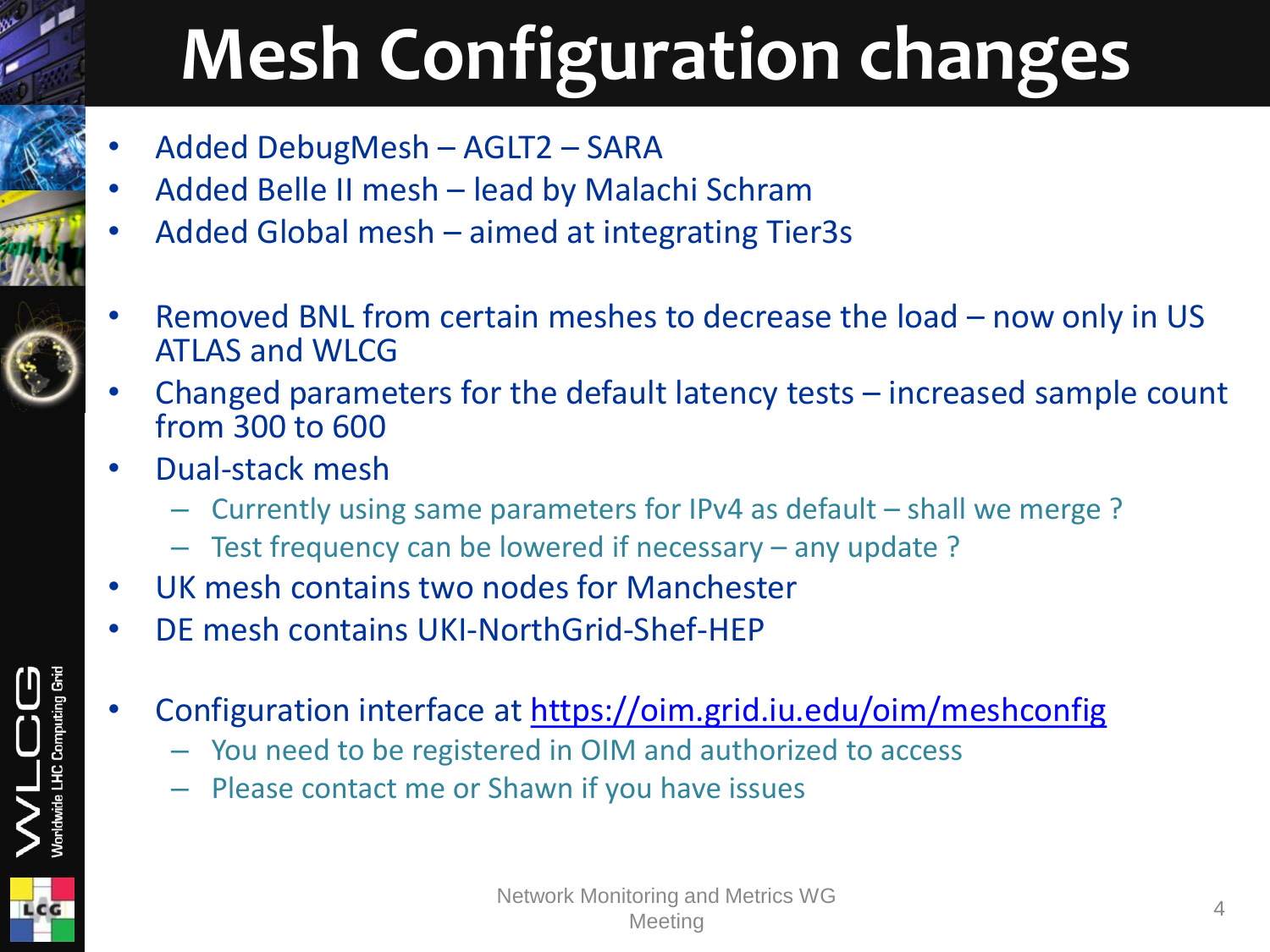# Mesh Configuration changes

- Added DebugMesh – AGLT2 – SARA
- Added Belle II mesh – lead by Malachi Schram
- Added Global mesh – aimed at integrating Tier3s

- Removed BNL from certain meshes to decrease the load – now only in US ATLAS and WLCG
- Changed parameters for the default latency tests – increased sample count from 300 to 600
- Dual-stack mesh
  - Currently using same parameters for IPv4 as default – shall we merge ?
  - Test frequency can be lowered if necessary – any update ?
- UK mesh contains two nodes for Manchester
- DE mesh contains UKI-NorthGrid-Shef-HEP

- Configuration interface at [https://oim.grid.iu.edu/oim/meshconfig](https://oim.grid.iu.edu/oim/meshconfig)
  - You need to be registered in OIM and authorized to access
  - Please contact me or Shawn if you have issues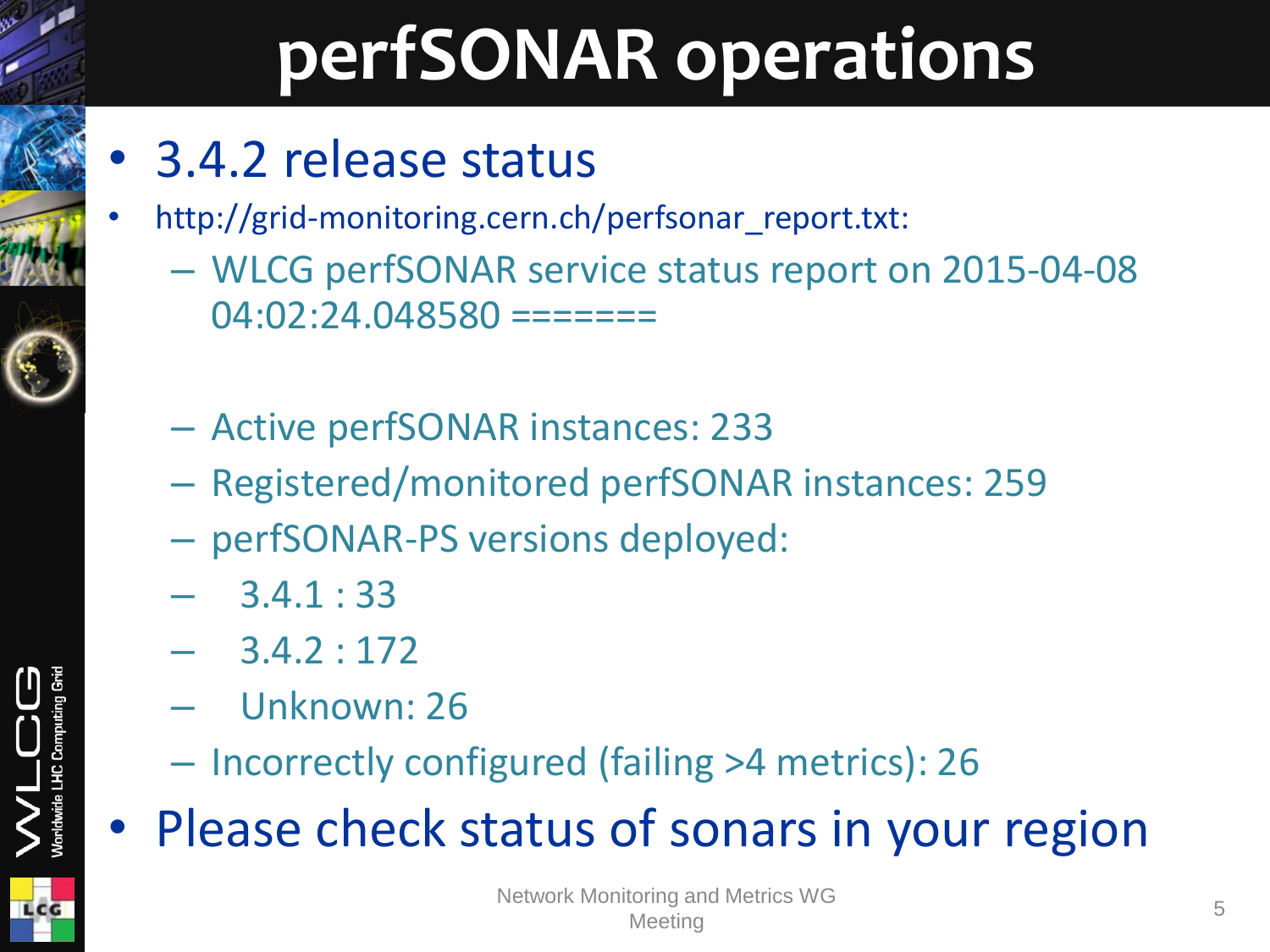# perfSONAR operations

- 3.4.2 release status
- http://grid-monitoring.cern.ch/perfsonar_report.txt:
  - WLCG perfSONAR service status report on 2015-04-08 04:02:24.048580 =======
  - Active perfSONAR instances: 233
  - Registered/monitored perfSONAR instances: 259
  - perfSONAR-PS versions deployed:
  - 3.4.1 : 33
  - 3.4.2 : 172
  - Unknown: 26
  - Incorrectly configured (failing >4 metrics): 26
- Please check status of sonars in your region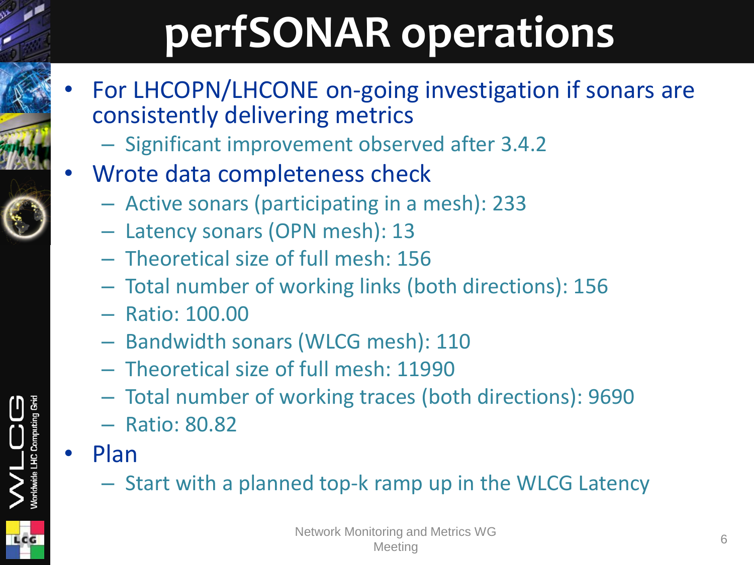# perfSONAR operations

- For LHCOPN/LHCONE on-going investigation if sonars are consistently delivering metrics
  - Significant improvement observed after 3.4.2
- Wrote data completeness check
  - Active sonars (participating in a mesh): 233
  - Latency sonars (OPN mesh): 13
  - Theoretical size of full mesh: 156
  - Total number of working links (both directions): 156
  - Ratio: 100.00
  - Bandwidth sonars (WLCG mesh): 110
  - Theoretical size of full mesh: 11990
  - Total number of working traces (both directions): 9690
  - Ratio: 80.82
- Plan
  - Start with a planned top-k ramp up in the WLCG Latency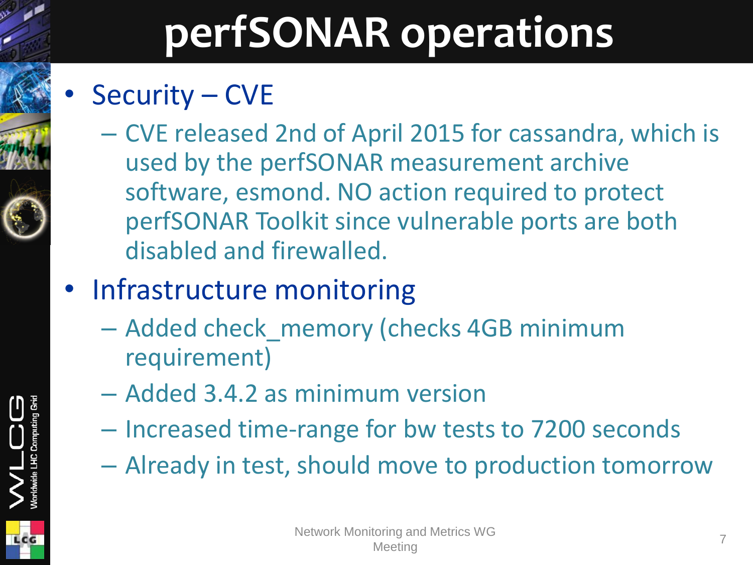# perfSONAR operations

- Security – CVE
  - CVE released 2nd of April 2015 for cassandra, which is used by the perfSONAR measurement archive software, esmond. NO action required to protect perfSONAR Toolkit since vulnerable ports are both disabled and firewalled.
- Infrastructure monitoring
  - Added check_memory (checks 4GB minimum requirement)
  - Added 3.4.2 as minimum version
  - Increased time-range for bw tests to 7200 seconds
  - Already in test, should move to production tomorrow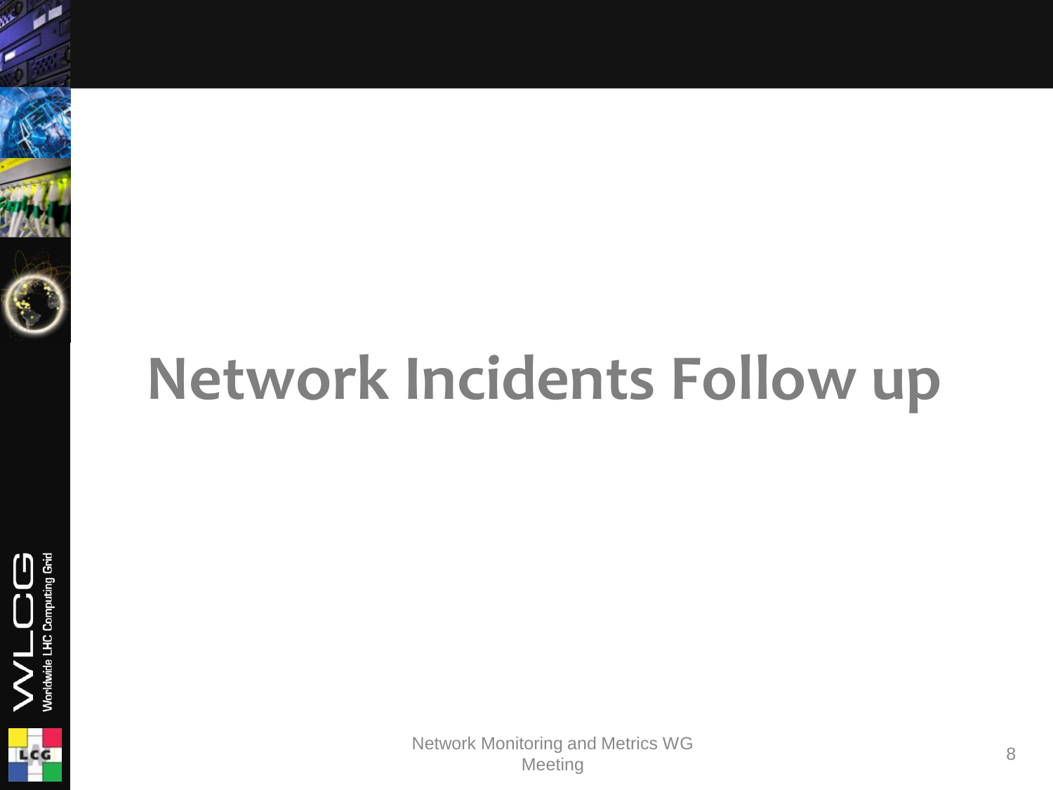# Network Incidents Follow up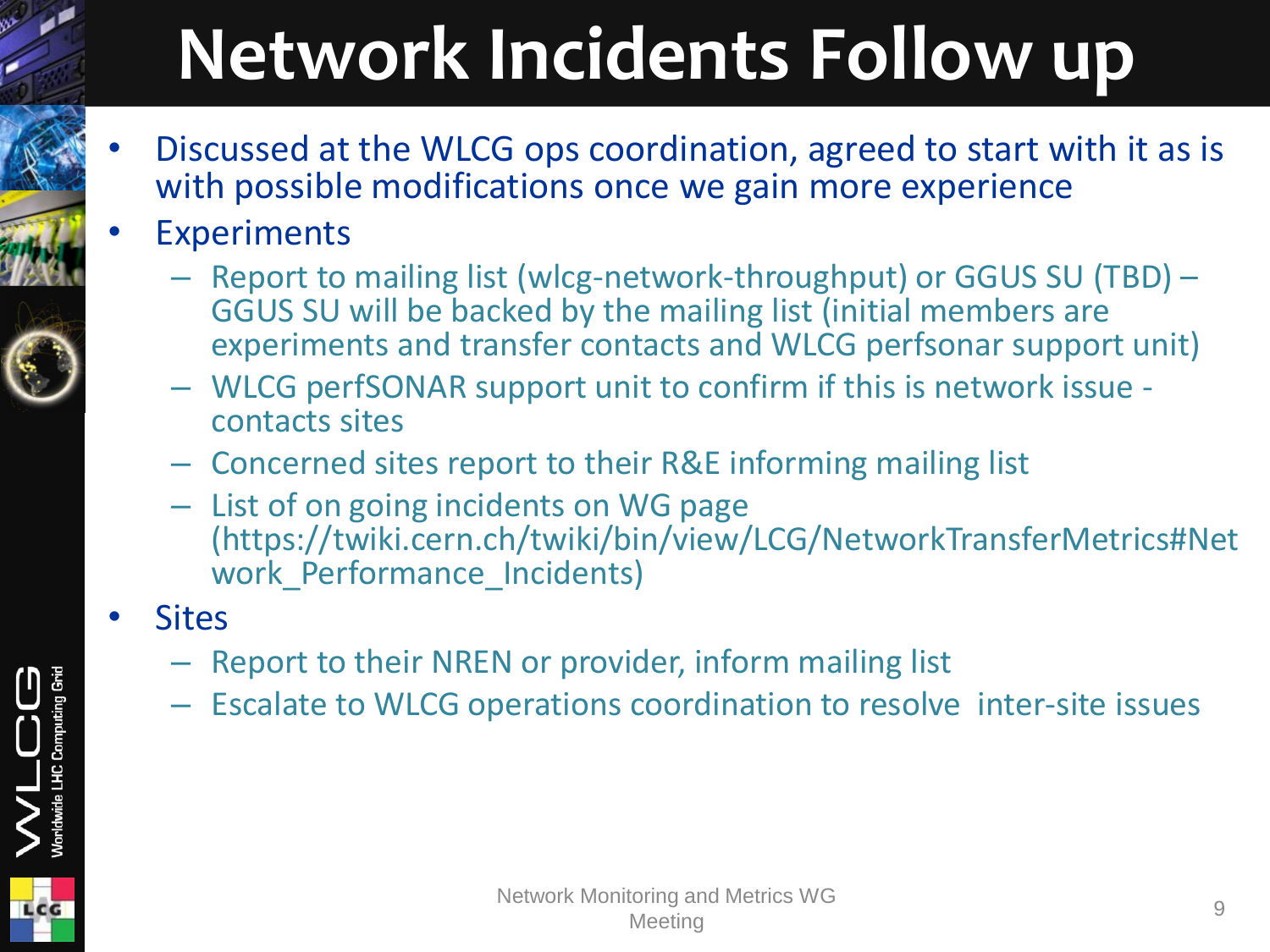# Network Incidents Follow up

- Discussed at the WLCG ops coordination, agreed to start with it as is with possible modifications once we gain more experience
- Experiments
  - Report to mailing list (wlcg-network-throughput) or GGUS SU (TBD) – GGUS SU will be backed by the mailing list (initial members are experiments and transfer contacts and WLCG perfsonar support unit)
  - WLCG perfSONAR support unit to confirm if this is network issue - contacts sites
  - Concerned sites report to their R&E informing mailing list
  - List of on going incidents on WG page (https://twiki.cern.ch/twiki/bin/view/LCG/NetworkTransferMetrics#Network_Performance_Incidents)
- Sites
  - Report to their NREN or provider, inform mailing list
  - Escalate to WLCG operations coordination to resolve inter-site issues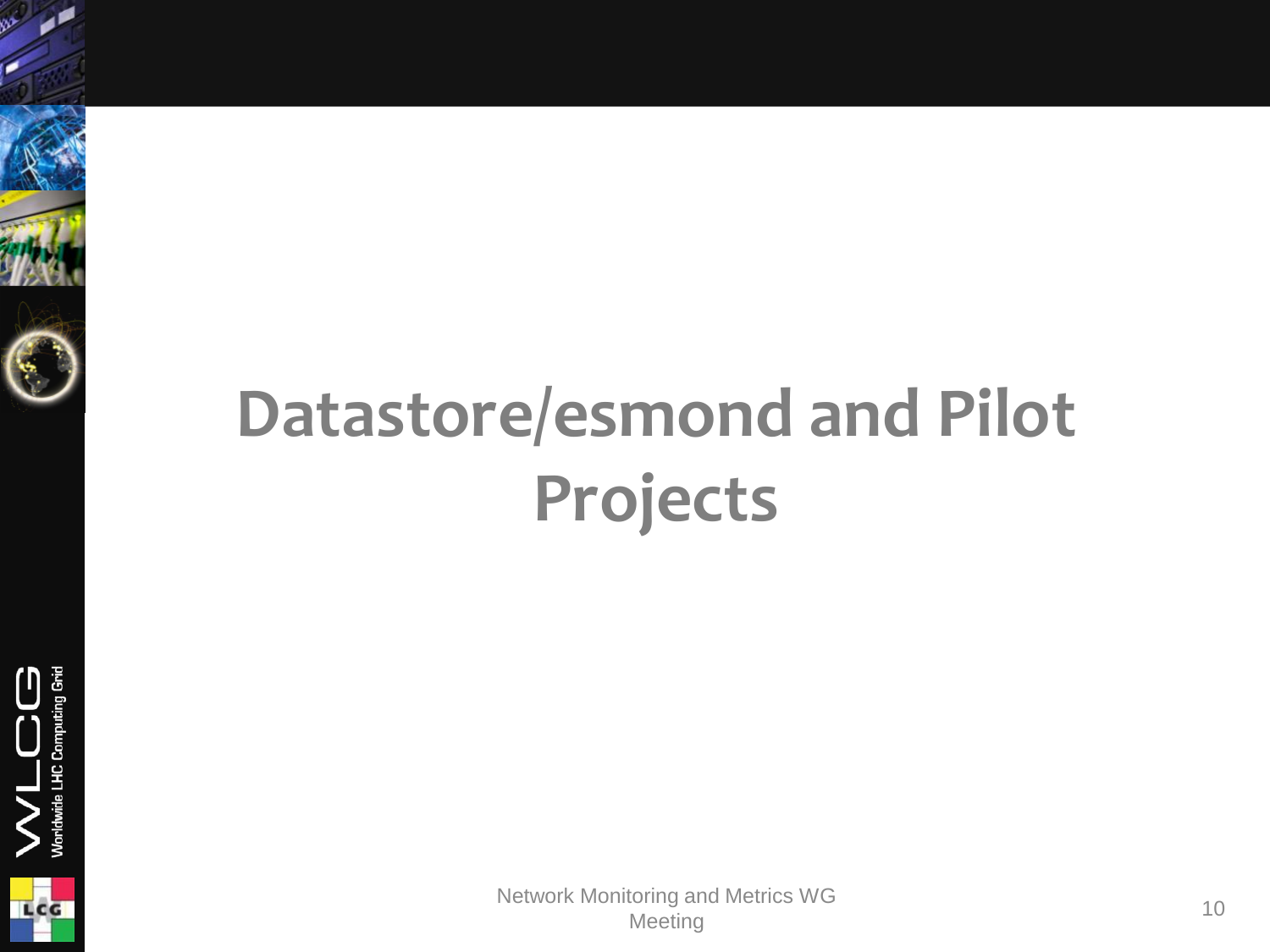# Datastore/esmond and Pilot Projects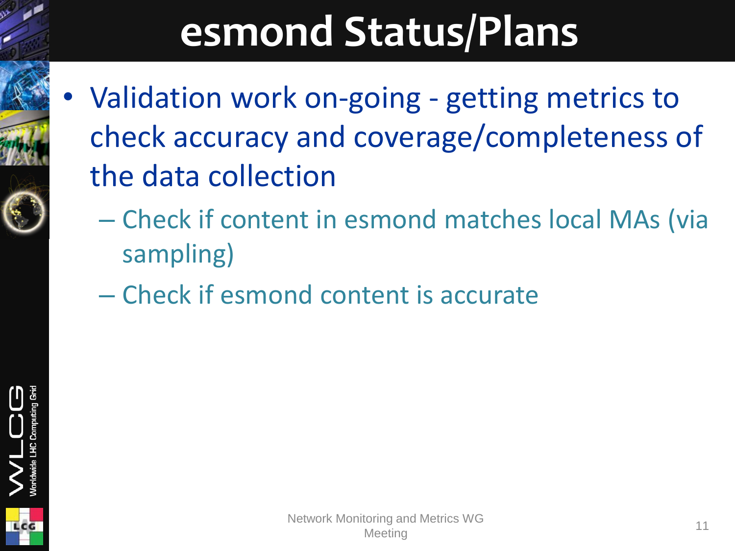# esmond Status/Plans

- Validation work on-going - getting metrics to check accuracy and coverage/completeness of the data collection
  - Check if content in esmond matches local MAs (via sampling)
  - Check if esmond content is accurate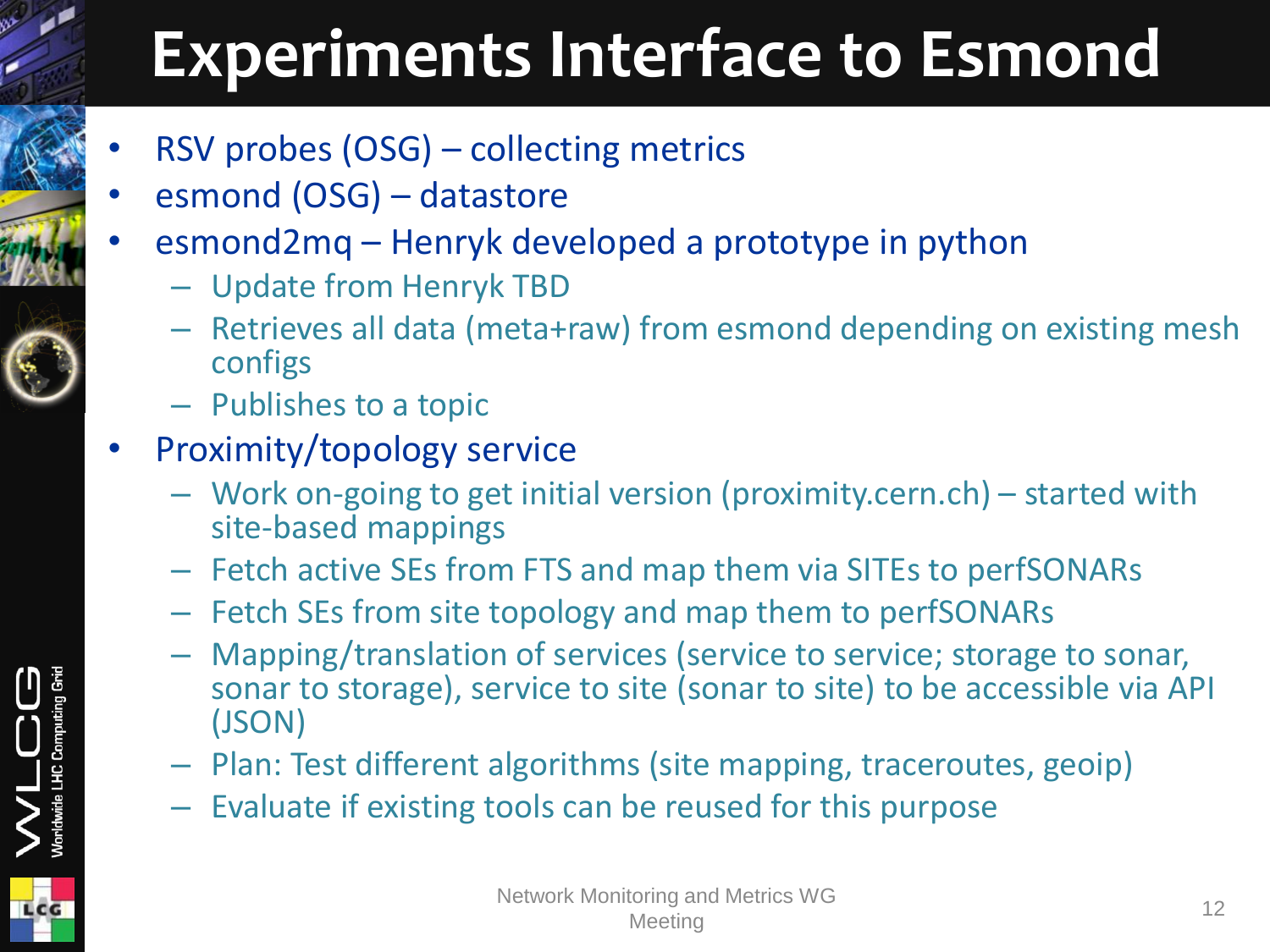# Experiments Interface to Esmond

- RSV probes (OSG) – collecting metrics
- esmond (OSG) – datastore
- esmond2mq – Henryk developed a prototype in python
  - Update from Henryk TBD
  - Retrieves all data (meta+raw) from esmond depending on existing mesh configs
  - Publishes to a topic
- Proximity/topology service
  - Work on-going to get initial version (proximity.cern.ch) – started with site-based mappings
  - Fetch active SEs from FTS and map them via SITEs to perfSONARs
  - Fetch SEs from site topology and map them to perfSONARs
  - Mapping/translation of services (service to service; storage to sonar, sonar to storage), service to site (sonar to site) to be accessible via API (JSON)
  - Plan: Test different algorithms (site mapping, traceroutes, geoip)
  - Evaluate if existing tools can be reused for this purpose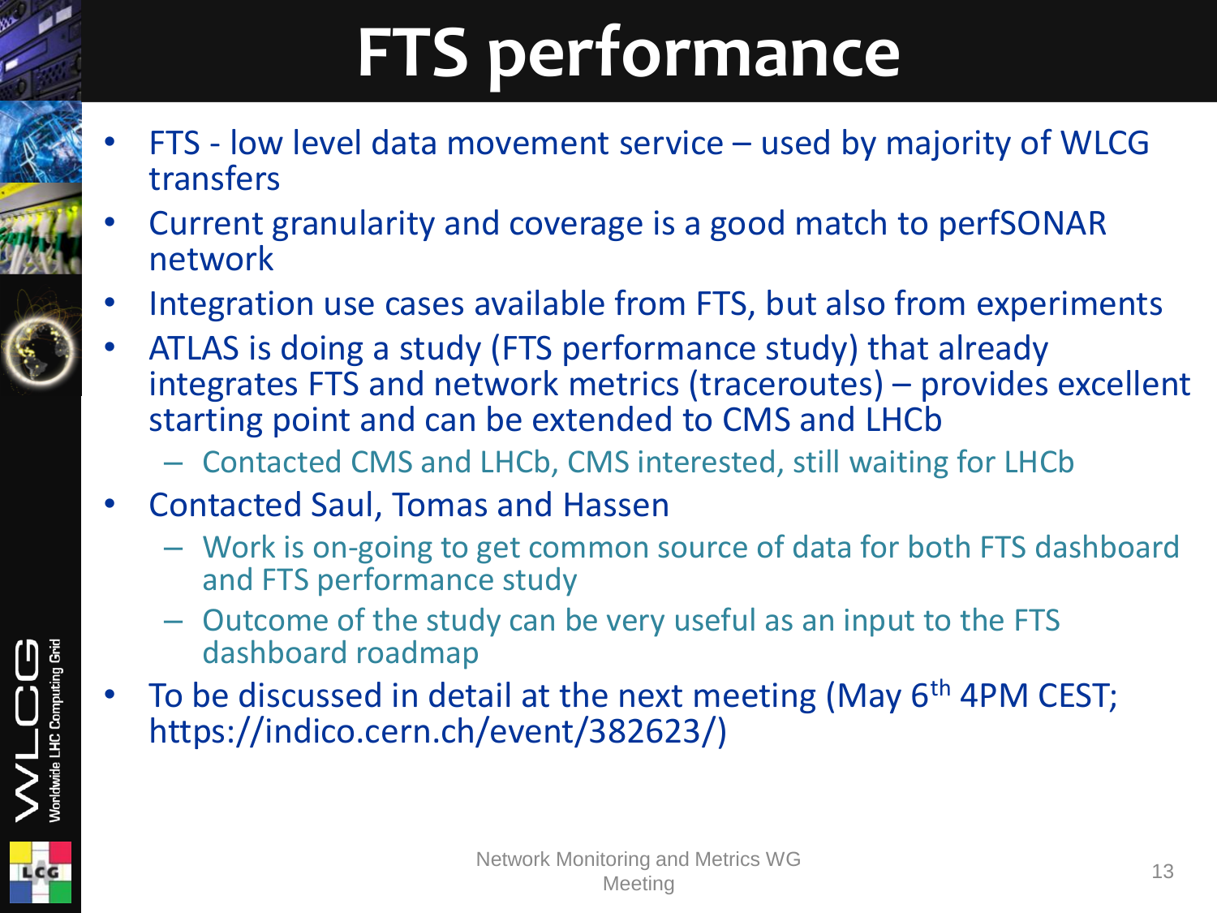# FTS performance

- FTS - low level data movement service – used by majority of WLCG transfers
- Current granularity and coverage is a good match to perfSONAR network
- Integration use cases available from FTS, but also from experiments
- ATLAS is doing a study (FTS performance study) that already integrates FTS and network metrics (traceroutes) – provides excellent starting point and can be extended to CMS and LHCb
  - Contacted CMS and LHCb, CMS interested, still waiting for LHCb
- Contacted Saul, Tomas and Hassen
  - Work is on-going to get common source of data for both FTS dashboard and FTS performance study
  - Outcome of the study can be very useful as an input to the FTS dashboard roadmap
- To be discussed in detail at the next meeting (May 6th 4PM CEST; https://indico.cern.ch/event/382623/)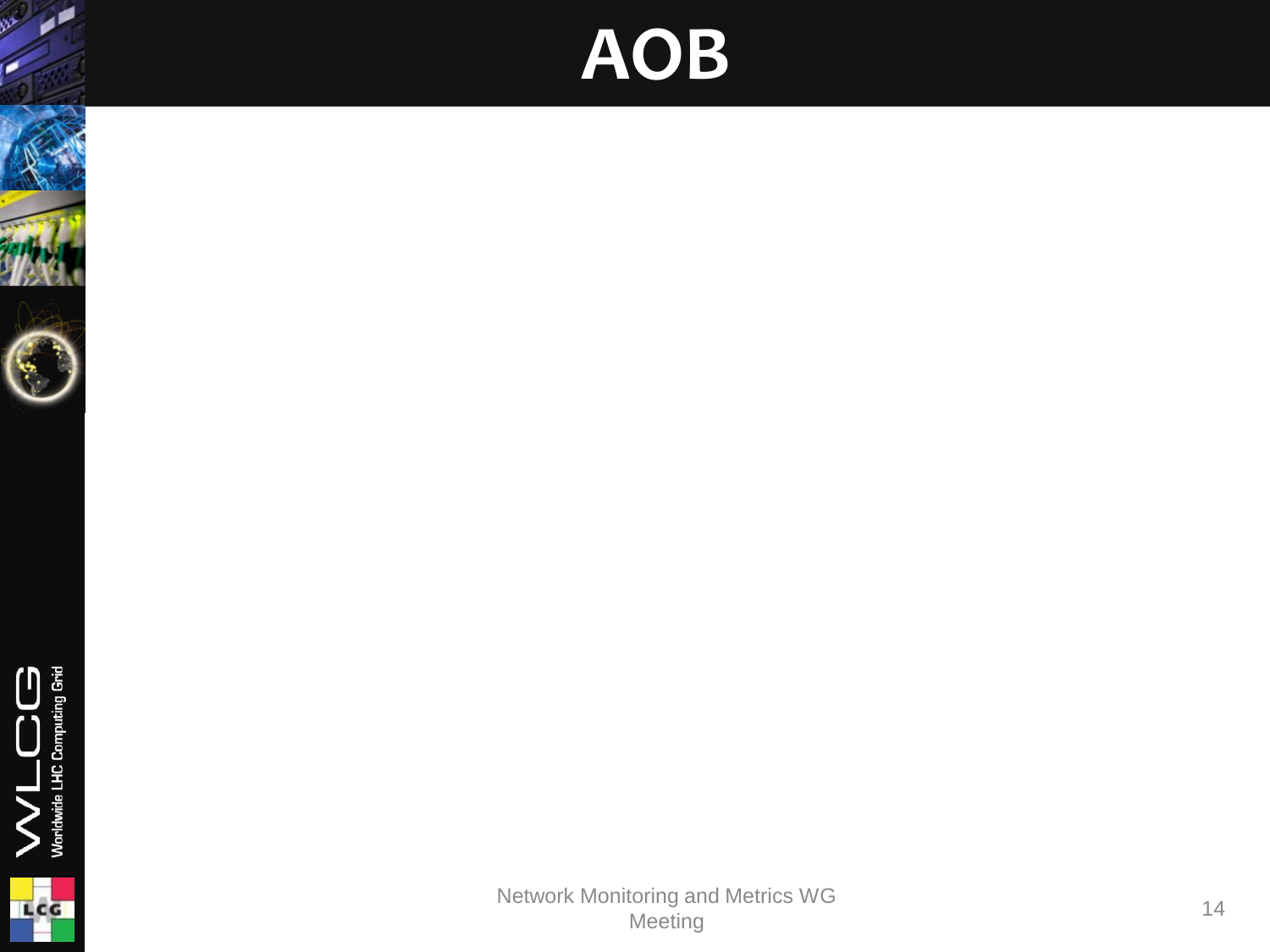# AOB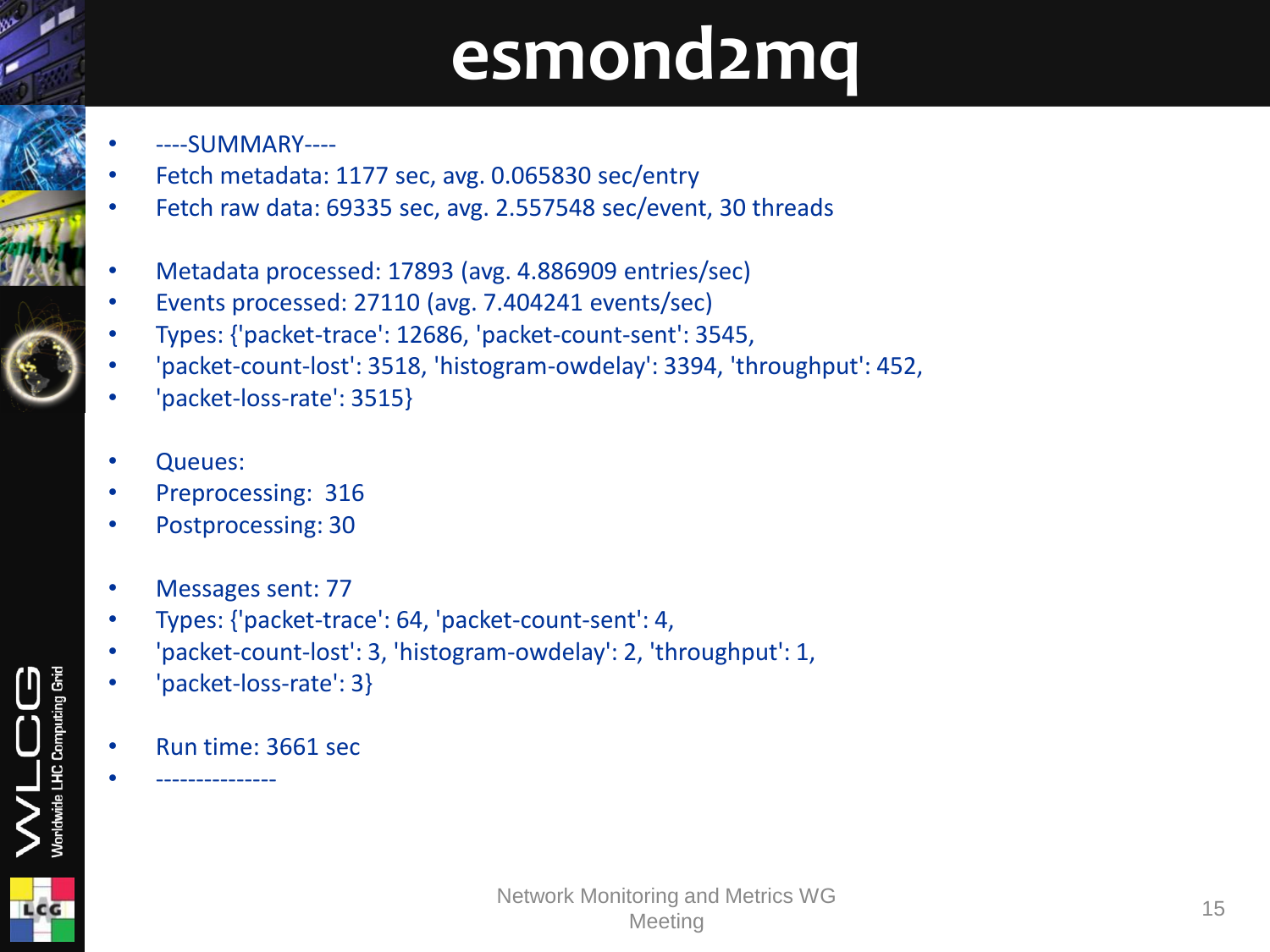# esmond2mq

- ----SUMMARY----
- Fetch metadata: 1177 sec, avg. 0.065830 sec/entry
- Fetch raw data: 69335 sec, avg. 2.557548 sec/event, 30 threads

- Metadata processed: 17893 (avg. 4.886909 entries/sec)
- Events processed: 27110 (avg. 7.404241 events/sec)
- Types: {'packet-trace': 12686, 'packet-count-sent': 3545,
- 'packet-count-lost': 3518, 'histogram-owdelay': 3394, 'throughput': 452,
- 'packet-loss-rate': 3515}

- Queues:
- Preprocessing:  316
- Postprocessing: 30

- Messages sent: 77
- Types: {'packet-trace': 64, 'packet-count-sent': 4,
- 'packet-count-lost': 3, 'histogram-owdelay': 2, 'throughput': 1,
- 'packet-loss-rate': 3}

- Run time: 3661 sec
- ---------------